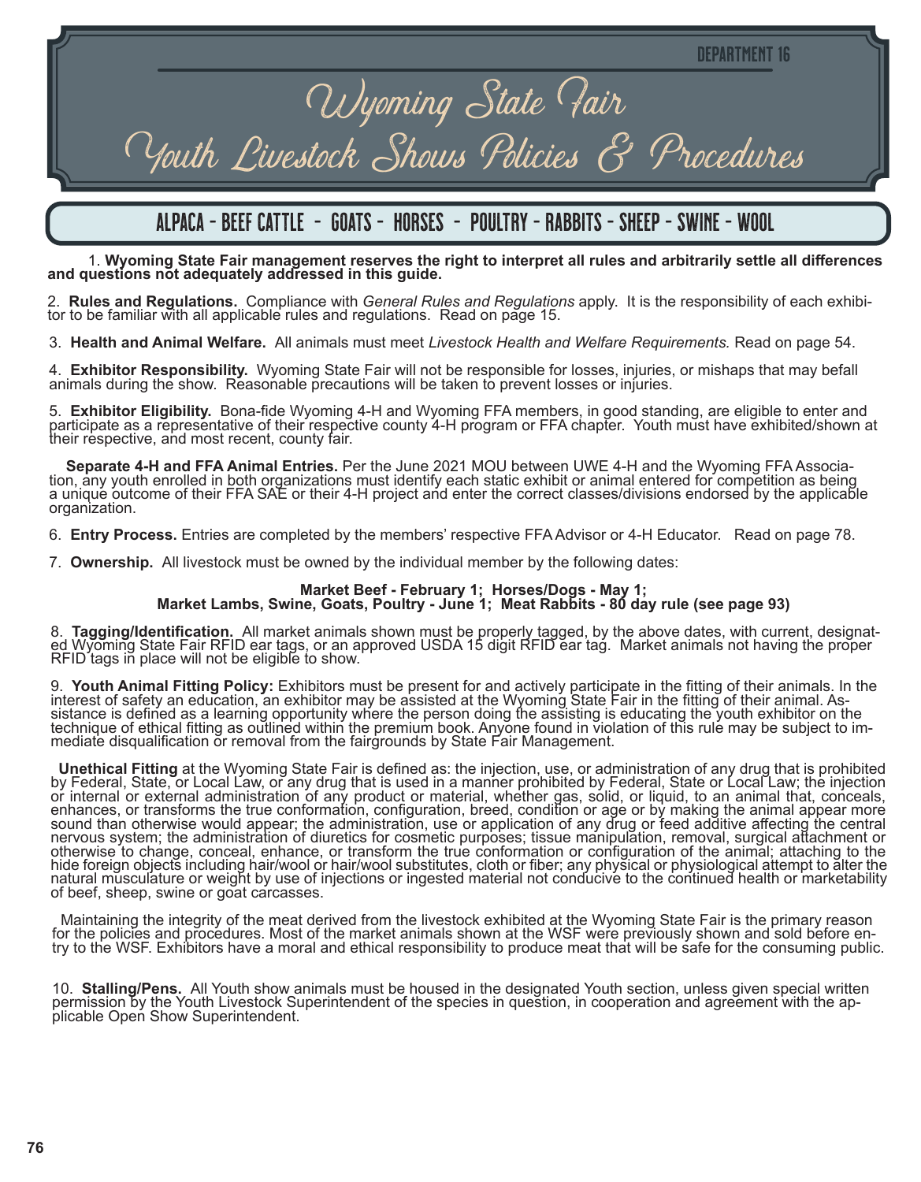DEPARTMENT 16

# Wyoming State Fair
# Youth Livestock Shows Policies & Procedures

## ALPACA - BEEF CATTLE - GOATS - HORSES - POULTRY - RABBITS - SHEEP - SWINE - WOOL

1. **Wyoming State Fair management reserves the right to interpret all rules and arbitrarily settle all differences and questions not adequately addressed in this guide.**

2. **Rules and Regulations.** Compliance with *General Rules and Regulations* apply. It is the responsibility of each exhibitor to be familiar with all applicable rules and regulations. Read on page 15.

3. **Health and Animal Welfare.** All animals must meet *Livestock Health and Welfare Requirements.* Read on page 54.

4. **Exhibitor Responsibility.** Wyoming State Fair will not be responsible for losses, injuries, or mishaps that may befall animals during the show. Reasonable precautions will be taken to prevent losses or injuries.

5. **Exhibitor Eligibility.** Bona-fide Wyoming 4-H and Wyoming FFA members, in good standing, are eligible to enter and participate as a representative of their respective county 4-H program or FFA chapter. Youth must have exhibited/shown at their respective, and most recent, county fair.

**Separate 4-H and FFA Animal Entries.** Per the June 2021 MOU between UWE 4-H and the Wyoming FFA Association, any youth enrolled in both organizations must identify each static exhibit or animal entered for competition as being a unique outcome of their FFA SAE or their 4-H project and enter the correct classes/divisions endorsed by the applicable organization.

6. **Entry Process.** Entries are completed by the members' respective FFA Advisor or 4-H Educator. Read on page 78.

7. **Ownership.** All livestock must be owned by the individual member by the following dates:

**Market Beef - February 1; Horses/Dogs - May 1;**
**Market Lambs, Swine, Goats, Poultry - June 1; Meat Rabbits - 80 day rule (see page 93)**

8. **Tagging/Identification.** All market animals shown must be properly tagged, by the above dates, with current, designated Wyoming State Fair RFID ear tags, or an approved USDA 15 digit RFID ear tag. Market animals not having the proper RFID tags in place will not be eligible to show.

9. **Youth Animal Fitting Policy:** Exhibitors must be present for and actively participate in the fitting of their animals. In the interest of safety an education, an exhibitor may be assisted at the Wyoming State Fair in the fitting of their animal. Assistance is defined as a learning opportunity where the person doing the assisting is educating the youth exhibitor on the technique of ethical fitting as outlined within the premium book. Anyone found in violation of this rule may be subject to immediate disqualification or removal from the fairgrounds by State Fair Management.

**Unethical Fitting** at the Wyoming State Fair is defined as: the injection, use, or administration of any drug that is prohibited by Federal, State, or Local Law, or any drug that is used in a manner prohibited by Federal, State or Local Law; the injection or internal or external administration of any product or material, whether gas, solid, or liquid, to an animal that, conceals, enhances, or transforms the true conformation, configuration, breed, condition or age or by making the animal appear more sound than otherwise would appear; the administration, use or application of any drug or feed additive affecting the central nervous system; the administration of diuretics for cosmetic purposes; tissue manipulation, removal, surgical attachment or otherwise to change, conceal, enhance, or transform the true conformation or configuration of the animal; attaching to the hide foreign objects including hair/wool or hair/wool substitutes, cloth or fiber; any physical or physiological attempt to alter the natural musculature or weight by use of injections or ingested material not conducive to the continued health or marketability of beef, sheep, swine or goat carcasses.

Maintaining the integrity of the meat derived from the livestock exhibited at the Wyoming State Fair is the primary reason for the policies and procedures. Most of the market animals shown at the WSF were previously shown and sold before entry to the WSF. Exhibitors have a moral and ethical responsibility to produce meat that will be safe for the consuming public.

10. **Stalling/Pens.** All Youth show animals must be housed in the designated Youth section, unless given special written permission by the Youth Livestock Superintendent of the species in question, in cooperation and agreement with the applicable Open Show Superintendent.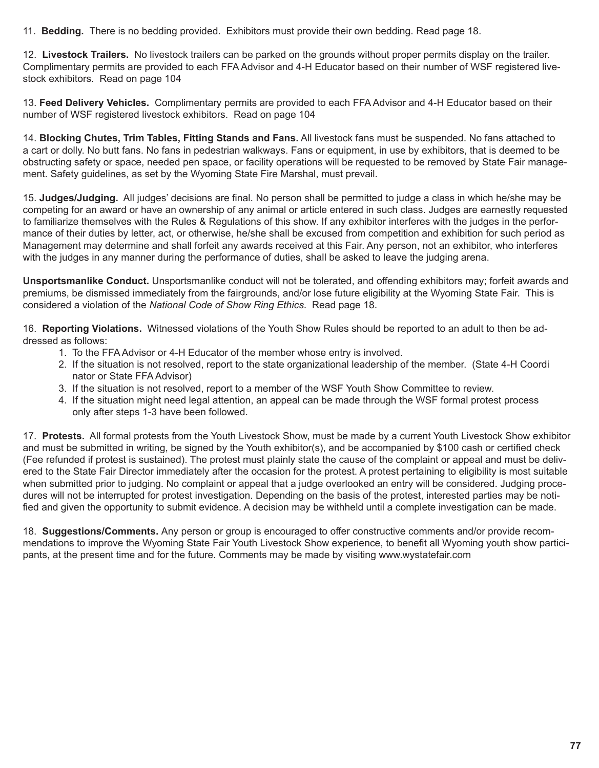11. **Bedding.** There is no bedding provided. Exhibitors must provide their own bedding. Read page 18.

12. **Livestock Trailers.** No livestock trailers can be parked on the grounds without proper permits display on the trailer. Complimentary permits are provided to each FFA Advisor and 4-H Educator based on their number of WSF registered livestock exhibitors. Read on page 104

13. **Feed Delivery Vehicles.** Complimentary permits are provided to each FFA Advisor and 4-H Educator based on their number of WSF registered livestock exhibitors. Read on page 104

14. **Blocking Chutes, Trim Tables, Fitting Stands and Fans.** All livestock fans must be suspended. No fans attached to a cart or dolly. No butt fans. No fans in pedestrian walkways. Fans or equipment, in use by exhibitors, that is deemed to be obstructing safety or space, needed pen space, or facility operations will be requested to be removed by State Fair management. Safety guidelines, as set by the Wyoming State Fire Marshal, must prevail.

15. **Judges/Judging.** All judges' decisions are final. No person shall be permitted to judge a class in which he/she may be competing for an award or have an ownership of any animal or article entered in such class. Judges are earnestly requested to familiarize themselves with the Rules & Regulations of this show. If any exhibitor interferes with the judges in the performance of their duties by letter, act, or otherwise, he/she shall be excused from competition and exhibition for such period as Management may determine and shall forfeit any awards received at this Fair. Any person, not an exhibitor, who interferes with the judges in any manner during the performance of duties, shall be asked to leave the judging arena.

**Unsportsmanlike Conduct.** Unsportsmanlike conduct will not be tolerated, and offending exhibitors may; forfeit awards and premiums, be dismissed immediately from the fairgrounds, and/or lose future eligibility at the Wyoming State Fair. This is considered a violation of the *National Code of Show Ring Ethics.* Read page 18.

16. **Reporting Violations.** Witnessed violations of the Youth Show Rules should be reported to an adult to then be addressed as follows:

1. To the FFA Advisor or 4-H Educator of the member whose entry is involved.
2. If the situation is not resolved, report to the state organizational leadership of the member. (State 4-H Coordinator or State FFA Advisor)
3. If the situation is not resolved, report to a member of the WSF Youth Show Committee to review.
4. If the situation might need legal attention, an appeal can be made through the WSF formal protest process only after steps 1-3 have been followed.

17. **Protests.** All formal protests from the Youth Livestock Show, must be made by a current Youth Livestock Show exhibitor and must be submitted in writing, be signed by the Youth exhibitor(s), and be accompanied by $100 cash or certified check (Fee refunded if protest is sustained). The protest must plainly state the cause of the complaint or appeal and must be delivered to the State Fair Director immediately after the occasion for the protest. A protest pertaining to eligibility is most suitable when submitted prior to judging. No complaint or appeal that a judge overlooked an entry will be considered. Judging procedures will not be interrupted for protest investigation. Depending on the basis of the protest, interested parties may be notified and given the opportunity to submit evidence. A decision may be withheld until a complete investigation can be made.

18. **Suggestions/Comments.** Any person or group is encouraged to offer constructive comments and/or provide recommendations to improve the Wyoming State Fair Youth Livestock Show experience, to benefit all Wyoming youth show participants, at the present time and for the future. Comments may be made by visiting www.wystatefair.com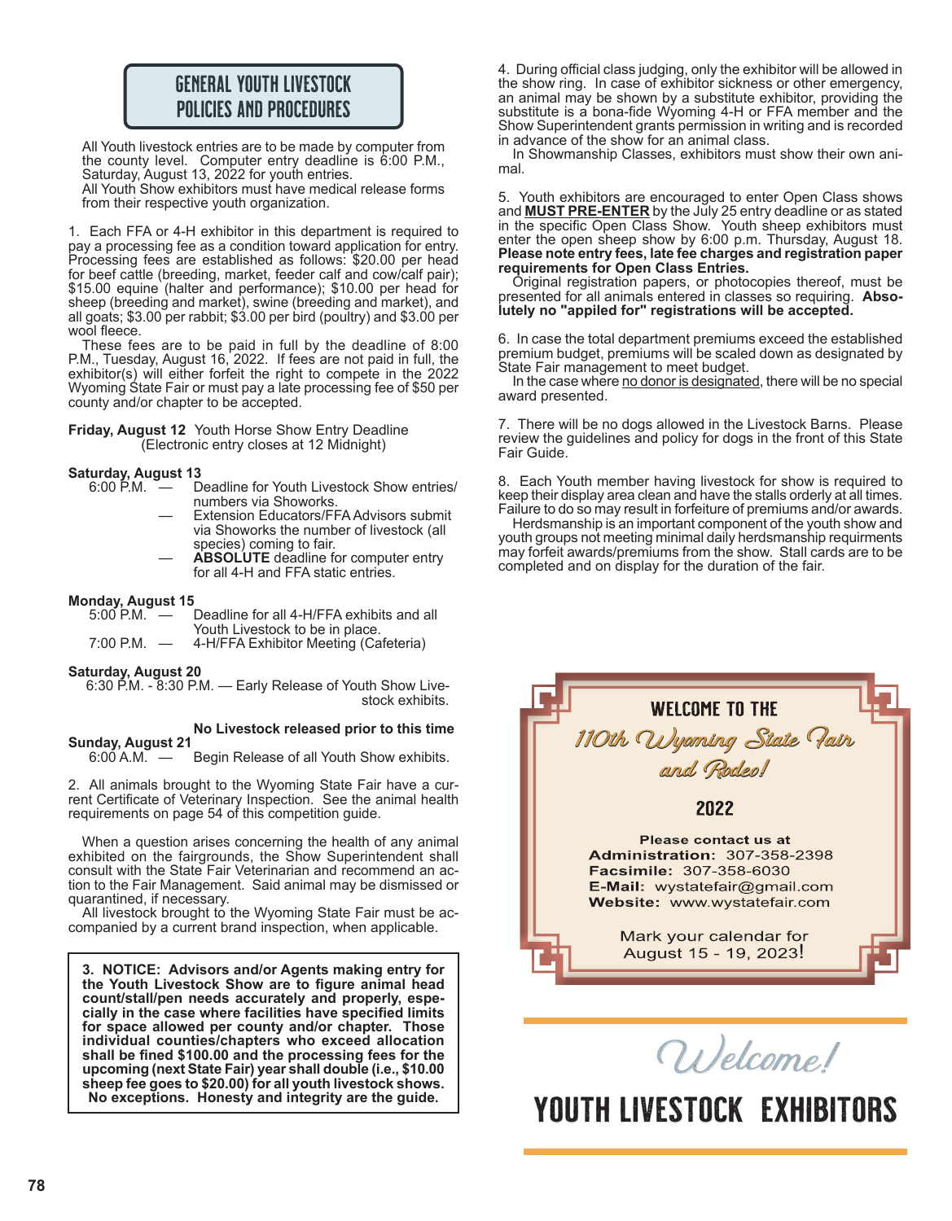# GENERAL YOUTH LIVESTOCK POLICIES AND PROCEDURES

All Youth livestock entries are to be made by computer from the county level. Computer entry deadline is 6:00 P.M., Saturday, August 13, 2022 for youth entries.
All Youth Show exhibitors must have medical release forms from their respective youth organization.

1. Each FFA or 4-H exhibitor in this department is required to pay a processing fee as a condition toward application for entry. Processing fees are established as follows: $20.00 per head for beef cattle (breeding, market, feeder calf and cow/calf pair); $15.00 equine (halter and performance); $10.00 per head for sheep (breeding and market), swine (breeding and market), and all goats; $3.00 per rabbit; $3.00 per bird (poultry) and $3.00 per wool fleece.
These fees are to be paid in full by the deadline of 8:00 P.M., Tuesday, August 16, 2022. If fees are not paid in full, the exhibitor(s) will either forfeit the right to compete in the 2022 Wyoming State Fair or must pay a late processing fee of $50 per county and/or chapter to be accepted.

**Friday, August 12** Youth Horse Show Entry Deadline (Electronic entry closes at 12 Midnight)

**Saturday, August 13**
6:00 P.M. — Deadline for Youth Livestock Show entries/numbers via Showorks.
— Extension Educators/FFA Advisors submit via Showorks the number of livestock (all species) coming to fair.
— **ABSOLUTE** deadline for computer entry for all 4-H and FFA static entries.

**Monday, August 15**
5:00 P.M. — Deadline for all 4-H/FFA exhibits and all Youth Livestock to be in place.
7:00 P.M. — 4-H/FFA Exhibitor Meeting (Cafeteria)

**Saturday, August 20**
6:30 P.M. - 8:30 P.M. — Early Release of Youth Show Livestock exhibits.

**No Livestock released prior to this time**

**Sunday, August 21**
6:00 A.M. — Begin Release of all Youth Show exhibits.

2. All animals brought to the Wyoming State Fair have a current Certificate of Veterinary Inspection. See the animal health requirements on page 54 of this competition guide.

When a question arises concerning the health of any animal exhibited on the fairgrounds, the Show Superintendent shall consult with the State Fair Veterinarian and recommend an action to the Fair Management. Said animal may be dismissed or quarantined, if necessary.
All livestock brought to the Wyoming State Fair must be accompanied by a current brand inspection, when applicable.

**3. NOTICE: Advisors and/or Agents making entry for the Youth Livestock Show are to figure animal head count/stall/pen needs accurately and properly, especially in the case where facilities have specified limits for space allowed per county and/or chapter. Those individual counties/chapters who exceed allocation shall be fined $100.00 and the processing fees for the upcoming (next State Fair) year shall double (i.e., $10.00 sheep fee goes to $20.00) for all youth livestock shows. No exceptions. Honesty and integrity are the guide.**

4. During official class judging, only the exhibitor will be allowed in the show ring. In case of exhibitor sickness or other emergency, an animal may be shown by a substitute exhibitor, providing the substitute is a bona-fide Wyoming 4-H or FFA member and the Show Superintendent grants permission in writing and is recorded in advance of the show for an animal class.
In Showmanship Classes, exhibitors must show their own animal.

5. Youth exhibitors are encouraged to enter Open Class shows and **MUST PRE-ENTER** by the July 25 entry deadline or as stated in the specific Open Class Show. Youth sheep exhibitors must enter the open sheep show by 6:00 p.m. Thursday, August 18. **Please note entry fees, late fee charges and registration paper requirements for Open Class Entries.**
Original registration papers, or photocopies thereof, must be presented for all animals entered in classes so requiring. **Absolutely no "appiled for" registrations will be accepted.**

6. In case the total department premiums exceed the established premium budget, premiums will be scaled down as designated by State Fair management to meet budget.
In the case where no donor is designated, there will be no special award presented.

7. There will be no dogs allowed in the Livestock Barns. Please review the guidelines and policy for dogs in the front of this State Fair Guide.

8. Each Youth member having livestock for show is required to keep their display area clean and have the stalls orderly at all times. Failure to do so may result in forfeiture of premiums and/or awards.
Herdsmanship is an important component of the youth show and youth groups not meeting minimal daily herdsmanship requirments may forfeit awards/premiums from the show. Stall cards are to be completed and on display for the duration of the fair.

WELCOME TO THE
*110th Wyoming State Fair and Rodeo!*
2022

Please contact us at
**Administration:** 307-358-2398
**Facsimile:** 307-358-6030
**E-Mail:** wystatefair@gmail.com
**Website:** www.wystatefair.com

Mark your calendar for August 15 - 19, 2023!

*Welcome!*
# YOUTH LIVESTOCK EXHIBITORS